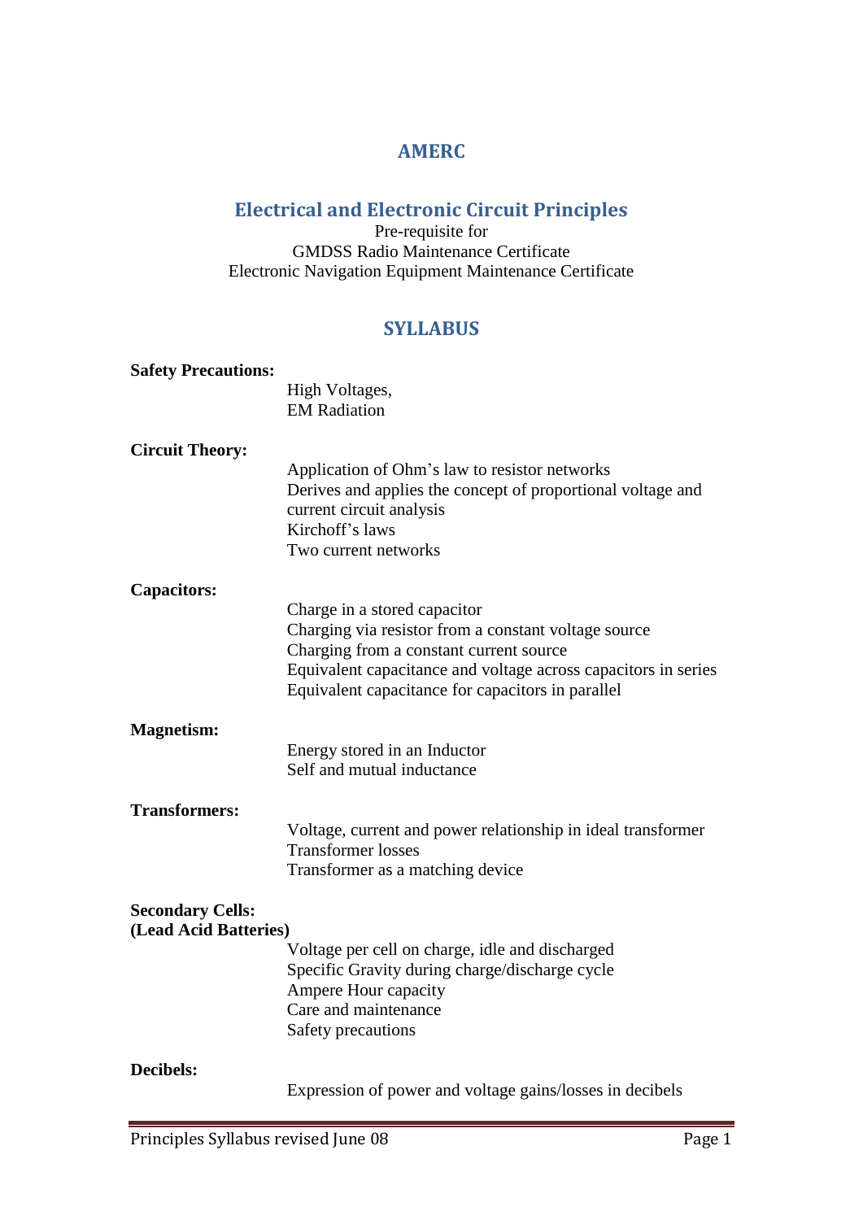# AMERC

## Electrical and Electronic Circuit Principles

Pre-requisite for
GMDSS Radio Maintenance Certificate
Electronic Navigation Equipment Maintenance Certificate

## SYLLABUS

**Safety Precautions:**

- High Voltages,
- EM Radiation

**Circuit Theory:**

- Application of Ohm's law to resistor networks
- Derives and applies the concept of proportional voltage and current circuit analysis
- Kirchoff's laws
- Two current networks

**Capacitors:**

- Charge in a stored capacitor
- Charging via resistor from a constant voltage source
- Charging from a constant current source
- Equivalent capacitance and voltage across capacitors in series
- Equivalent capacitance for capacitors in parallel

**Magnetism:**

- Energy stored in an Inductor
- Self and mutual inductance

**Transformers:**

- Voltage, current and power relationship in ideal transformer
- Transformer losses
- Transformer as a matching device

**Secondary Cells:**
**(Lead Acid Batteries)**

- Voltage per cell on charge, idle and discharged
- Specific Gravity during charge/discharge cycle
- Ampere Hour capacity
- Care and maintenance
- Safety precautions

**Decibels:**

- Expression of power and voltage gains/losses in decibels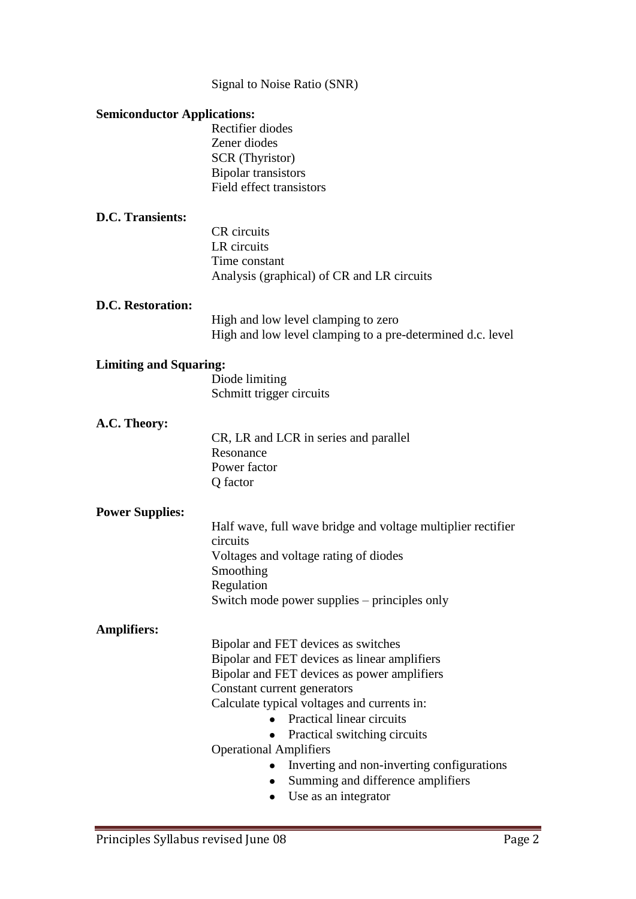Signal to Noise Ratio (SNR)

**Semiconductor Applications:**

Rectifier diodes
Zener diodes
SCR (Thyristor)
Bipolar transistors
Field effect transistors

**D.C. Transients:**

CR circuits
LR circuits
Time constant
Analysis (graphical) of CR and LR circuits

**D.C. Restoration:**

High and low level clamping to zero
High and low level clamping to a pre-determined d.c. level

**Limiting and Squaring:**

Diode limiting
Schmitt trigger circuits

**A.C. Theory:**

CR, LR and LCR in series and parallel
Resonance
Power factor
Q factor

**Power Supplies:**

Half wave, full wave bridge and voltage multiplier rectifier circuits
Voltages and voltage rating of diodes
Smoothing
Regulation
Switch mode power supplies – principles only

**Amplifiers:**

Bipolar and FET devices as switches
Bipolar and FET devices as linear amplifiers
Bipolar and FET devices as power amplifiers
Constant current generators
Calculate typical voltages and currents in:

- Practical linear circuits
- Practical switching circuits

Operational Amplifiers

- Inverting and non-inverting configurations
- Summing and difference amplifiers
- Use as an integrator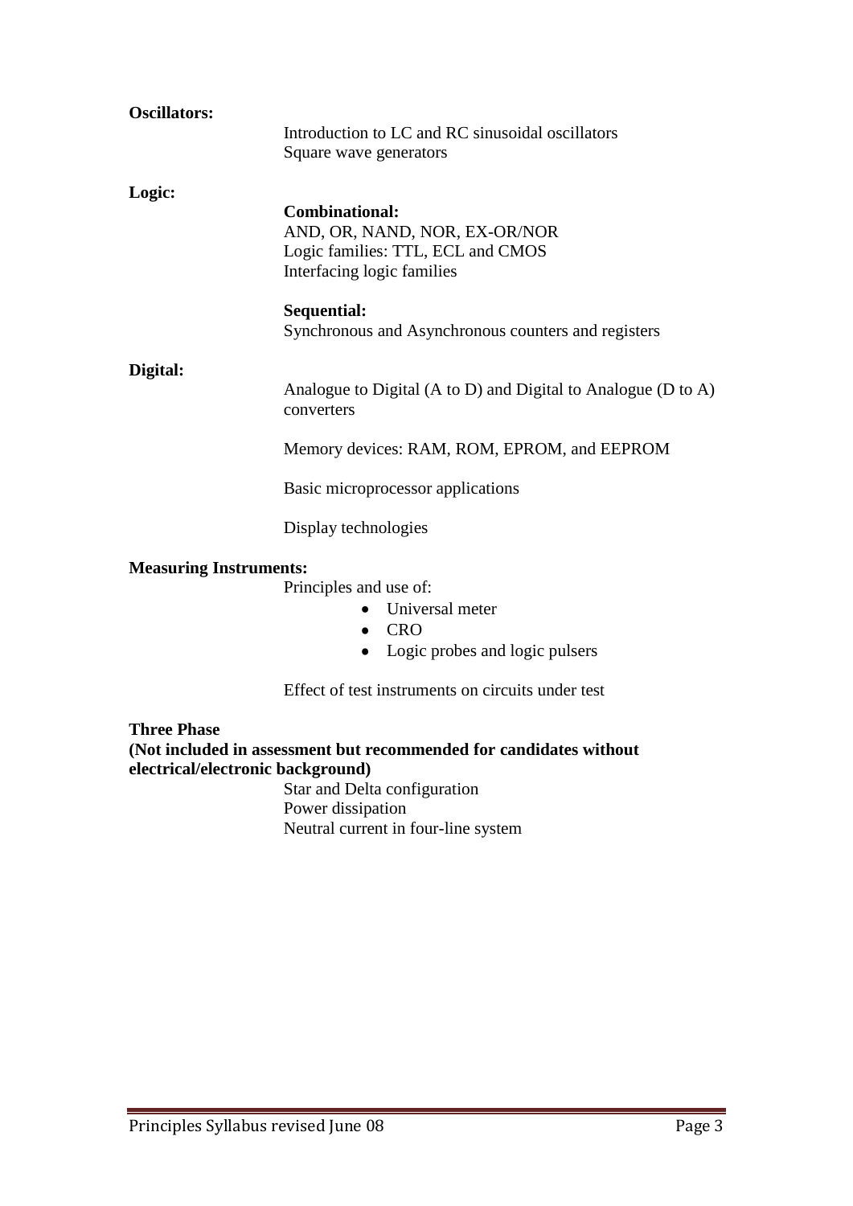**Oscillators:**

Introduction to LC and RC sinusoidal oscillators
Square wave generators

**Logic:**

**Combinational:**
AND, OR, NAND, NOR, EX-OR/NOR
Logic families: TTL, ECL and CMOS
Interfacing logic families

**Sequential:**
Synchronous and Asynchronous counters and registers

**Digital:**

Analogue to Digital (A to D) and Digital to Analogue (D to A) converters

Memory devices: RAM, ROM, EPROM, and EEPROM

Basic microprocessor applications

Display technologies

**Measuring Instruments:**

Principles and use of:

- Universal meter
- CRO
- Logic probes and logic pulsers

Effect of test instruments on circuits under test

**Three Phase**
**(Not included in assessment but recommended for candidates without electrical/electronic background)**

Star and Delta configuration
Power dissipation
Neutral current in four-line system